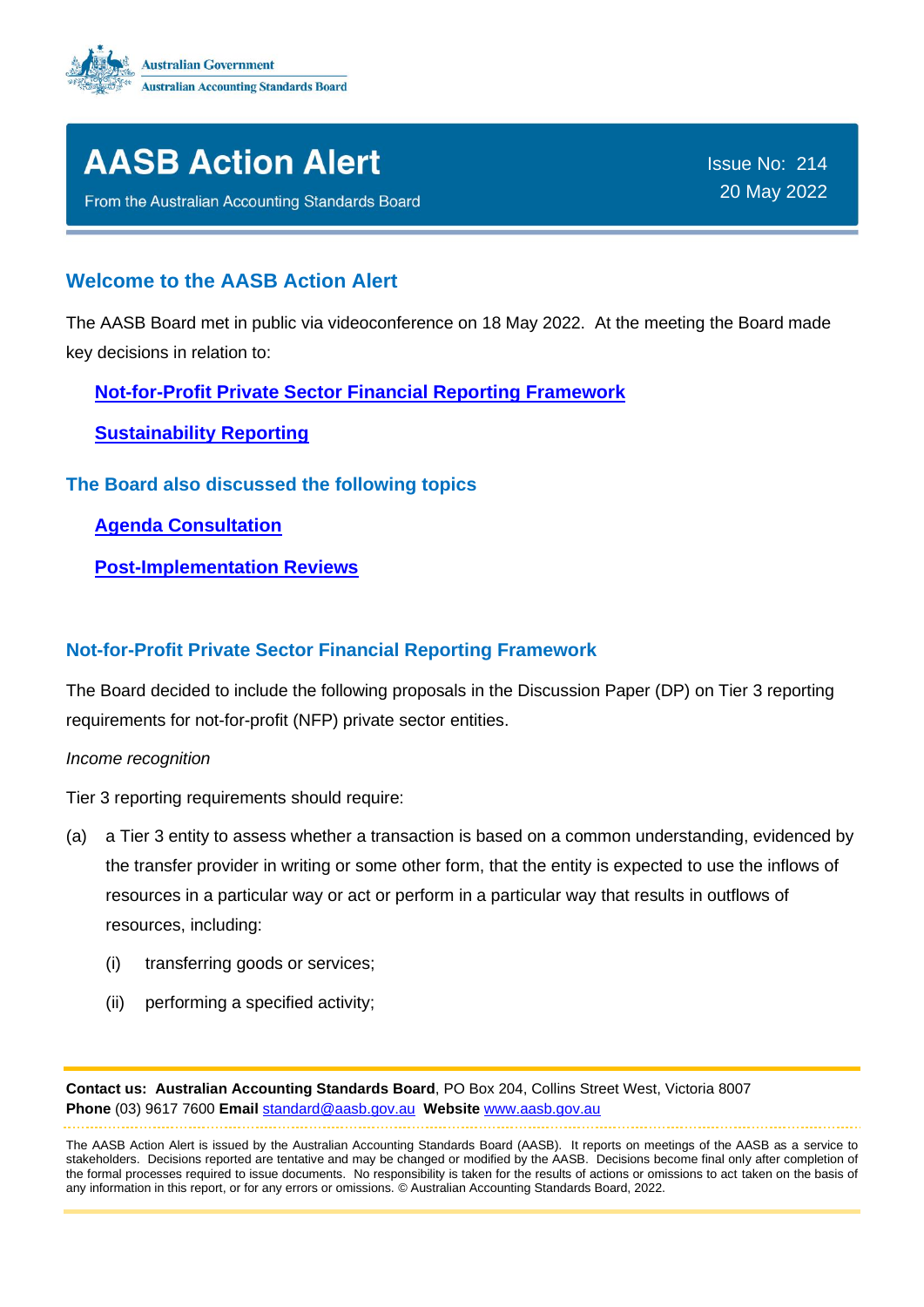Australian Government
Australian Accounting Standards Board

# AASB Action Alert

From the Australian Accounting Standards Board

Issue No: 214
20 May 2022

## Welcome to the AASB Action Alert

The AASB Board met in public via videoconference on 18 May 2022. At the meeting the Board made key decisions in relation to:

**Not-for-Profit Private Sector Financial Reporting Framework**

**Sustainability Reporting**

## The Board also discussed the following topics

**Agenda Consultation**

**Post-Implementation Reviews**

## Not-for-Profit Private Sector Financial Reporting Framework

The Board decided to include the following proposals in the Discussion Paper (DP) on Tier 3 reporting requirements for not-for-profit (NFP) private sector entities.

*Income recognition*

Tier 3 reporting requirements should require:

(a) a Tier 3 entity to assess whether a transaction is based on a common understanding, evidenced by the transfer provider in writing or some other form, that the entity is expected to use the inflows of resources in a particular way or act or perform in a particular way that results in outflows of resources, including:

  (i) transferring goods or services;

  (ii) performing a specified activity;

**Contact us: Australian Accounting Standards Board**, PO Box 204, Collins Street West, Victoria 8007
**Phone** (03) 9617 7600 **Email** standard@aasb.gov.au **Website** www.aasb.gov.au

The AASB Action Alert is issued by the Australian Accounting Standards Board (AASB). It reports on meetings of the AASB as a service to stakeholders. Decisions reported are tentative and may be changed or modified by the AASB. Decisions become final only after completion of the formal processes required to issue documents. No responsibility is taken for the results of actions or omissions to act taken on the basis of any information in this report, or for any errors or omissions. © Australian Accounting Standards Board, 2022.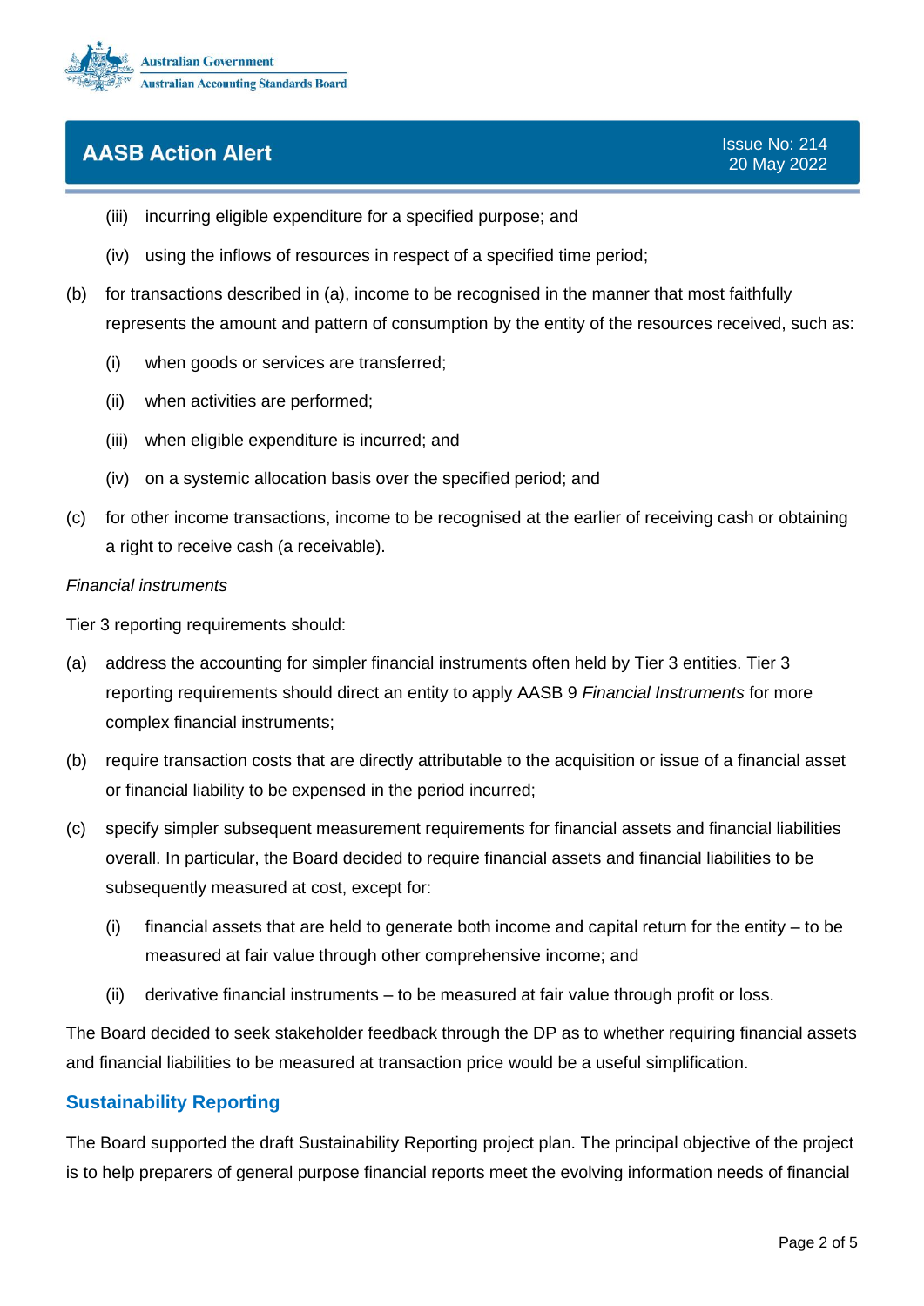(iii) incurring eligible expenditure for a specified purpose; and

(iv) using the inflows of resources in respect of a specified time period;

(b) for transactions described in (a), income to be recognised in the manner that most faithfully represents the amount and pattern of consumption by the entity of the resources received, such as:

(i) when goods or services are transferred;

(ii) when activities are performed;

(iii) when eligible expenditure is incurred; and

(iv) on a systemic allocation basis over the specified period; and

(c) for other income transactions, income to be recognised at the earlier of receiving cash or obtaining a right to receive cash (a receivable).

*Financial instruments*

Tier 3 reporting requirements should:

(a) address the accounting for simpler financial instruments often held by Tier 3 entities. Tier 3 reporting requirements should direct an entity to apply AASB 9 *Financial Instruments* for more complex financial instruments;

(b) require transaction costs that are directly attributable to the acquisition or issue of a financial asset or financial liability to be expensed in the period incurred;

(c) specify simpler subsequent measurement requirements for financial assets and financial liabilities overall. In particular, the Board decided to require financial assets and financial liabilities to be subsequently measured at cost, except for:

(i) financial assets that are held to generate both income and capital return for the entity – to be measured at fair value through other comprehensive income; and

(ii) derivative financial instruments – to be measured at fair value through profit or loss.

The Board decided to seek stakeholder feedback through the DP as to whether requiring financial assets and financial liabilities to be measured at transaction price would be a useful simplification.

## Sustainability Reporting

The Board supported the draft Sustainability Reporting project plan. The principal objective of the project is to help preparers of general purpose financial reports meet the evolving information needs of financial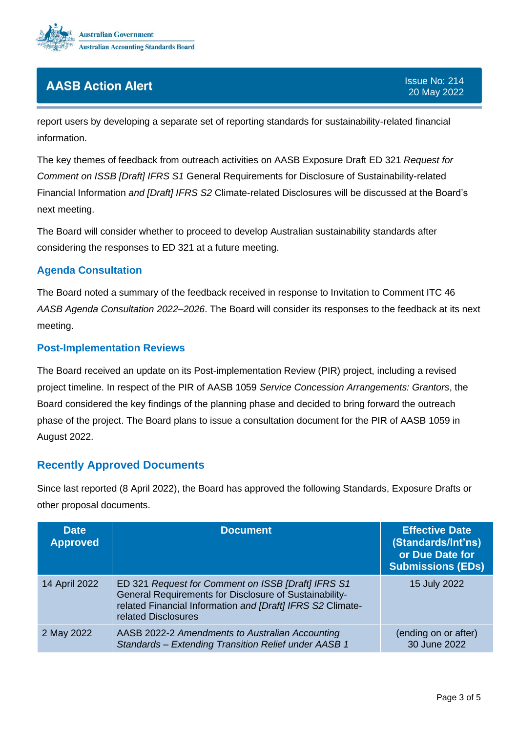report users by developing a separate set of reporting standards for sustainability-related financial information.

The key themes of feedback from outreach activities on AASB Exposure Draft ED 321 *Request for Comment on ISSB [Draft] IFRS S1* General Requirements for Disclosure of Sustainability-related Financial Information *and [Draft] IFRS S2* Climate-related Disclosures will be discussed at the Board's next meeting.

The Board will consider whether to proceed to develop Australian sustainability standards after considering the responses to ED 321 at a future meeting.

### Agenda Consultation

The Board noted a summary of the feedback received in response to Invitation to Comment ITC 46 *AASB Agenda Consultation 2022–2026*. The Board will consider its responses to the feedback at its next meeting.

### Post-Implementation Reviews

The Board received an update on its Post-implementation Review (PIR) project, including a revised project timeline. In respect of the PIR of AASB 1059 *Service Concession Arrangements: Grantors*, the Board considered the key findings of the planning phase and decided to bring forward the outreach phase of the project. The Board plans to issue a consultation document for the PIR of AASB 1059 in August 2022.

## Recently Approved Documents

Since last reported (8 April 2022), the Board has approved the following Standards, Exposure Drafts or other proposal documents.

| Date Approved | Document | Effective Date (Standards/Int'ns) or Due Date for Submissions (EDs) |
|---|---|---|
| 14 April 2022 | ED 321 *Request for Comment on ISSB [Draft] IFRS S1* General Requirements for Disclosure of Sustainability-related Financial Information *and [Draft] IFRS S2* Climate-related Disclosures | 15 July 2022 |
| 2 May 2022 | AASB 2022-2 *Amendments to Australian Accounting Standards – Extending Transition Relief under AASB 1* | (ending on or after) 30 June 2022 |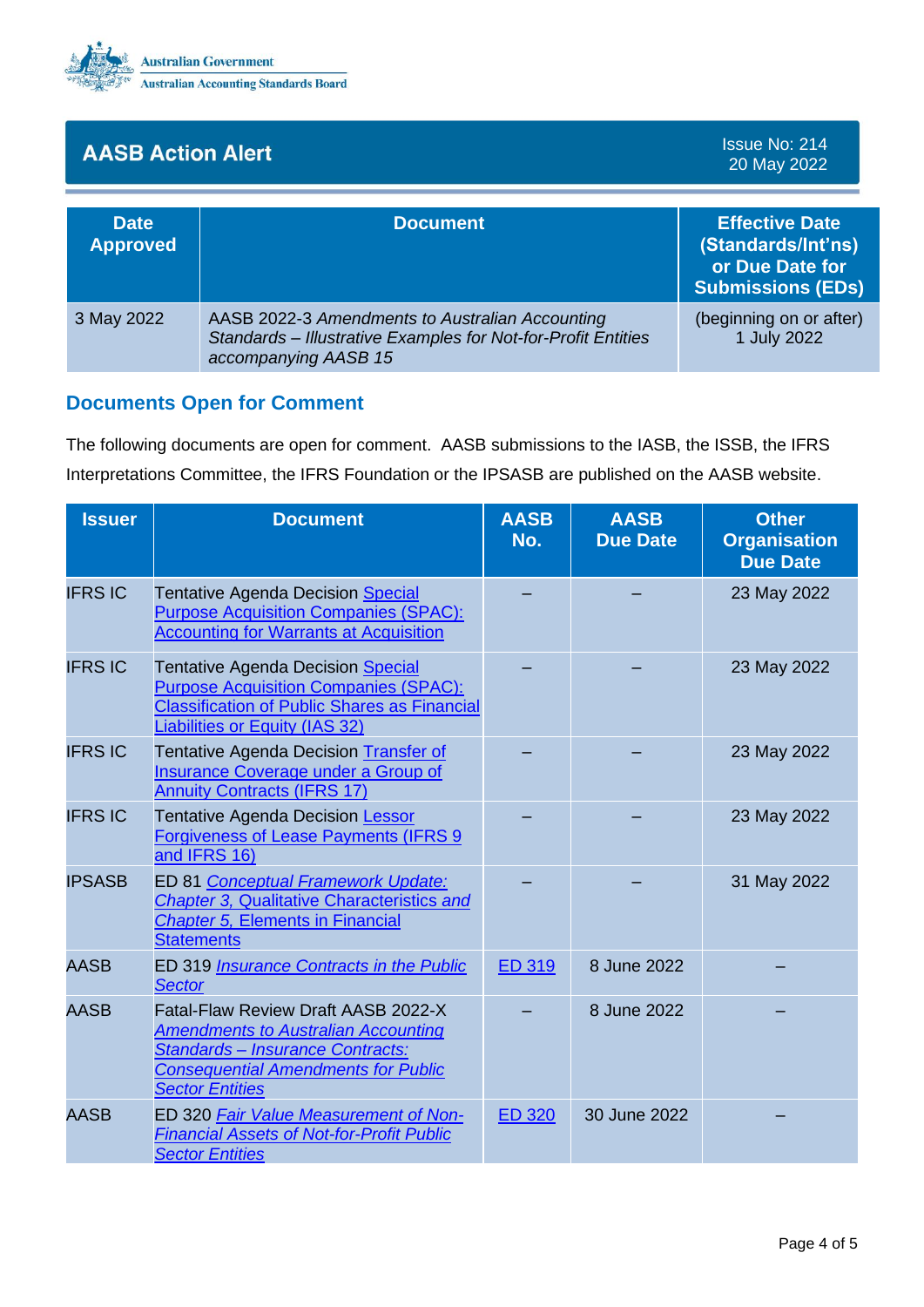## AASB Action Alert

Issue No: 214
20 May 2022

| Date Approved | Document | Effective Date (Standards/Int'ns) or Due Date for Submissions (EDs) |
|---|---|---|
| 3 May 2022 | AASB 2022-3 *Amendments to Australian Accounting Standards – Illustrative Examples for Not-for-Profit Entities accompanying AASB 15* | (beginning on or after) 1 July 2022 |

## Documents Open for Comment

The following documents are open for comment. AASB submissions to the IASB, the ISSB, the IFRS Interpretations Committee, the IFRS Foundation or the IPSASB are published on the AASB website.

| Issuer | Document | AASB No. | AASB Due Date | Other Organisation Due Date |
|---|---|---|---|---|
| IFRS IC | Tentative Agenda Decision Special Purpose Acquisition Companies (SPAC): Accounting for Warrants at Acquisition | – | – | 23 May 2022 |
| IFRS IC | Tentative Agenda Decision Special Purpose Acquisition Companies (SPAC): Classification of Public Shares as Financial Liabilities or Equity (IAS 32) | – | – | 23 May 2022 |
| IFRS IC | Tentative Agenda Decision Transfer of Insurance Coverage under a Group of Annuity Contracts (IFRS 17) | – | – | 23 May 2022 |
| IFRS IC | Tentative Agenda Decision Lessor Forgiveness of Lease Payments (IFRS 9 and IFRS 16) | – | – | 23 May 2022 |
| IPSASB | ED 81 *Conceptual Framework Update: Chapter 3,* Qualitative Characteristics *and Chapter 5,* Elements in Financial Statements | – | – | 31 May 2022 |
| AASB | ED 319 *Insurance Contracts in the Public Sector* | ED 319 | 8 June 2022 | – |
| AASB | Fatal-Flaw Review Draft AASB 2022-X *Amendments to Australian Accounting Standards – Insurance Contracts: Consequential Amendments for Public Sector Entities* | – | 8 June 2022 | – |
| AASB | ED 320 *Fair Value Measurement of Non-Financial Assets of Not-for-Profit Public Sector Entities* | ED 320 | 30 June 2022 | – |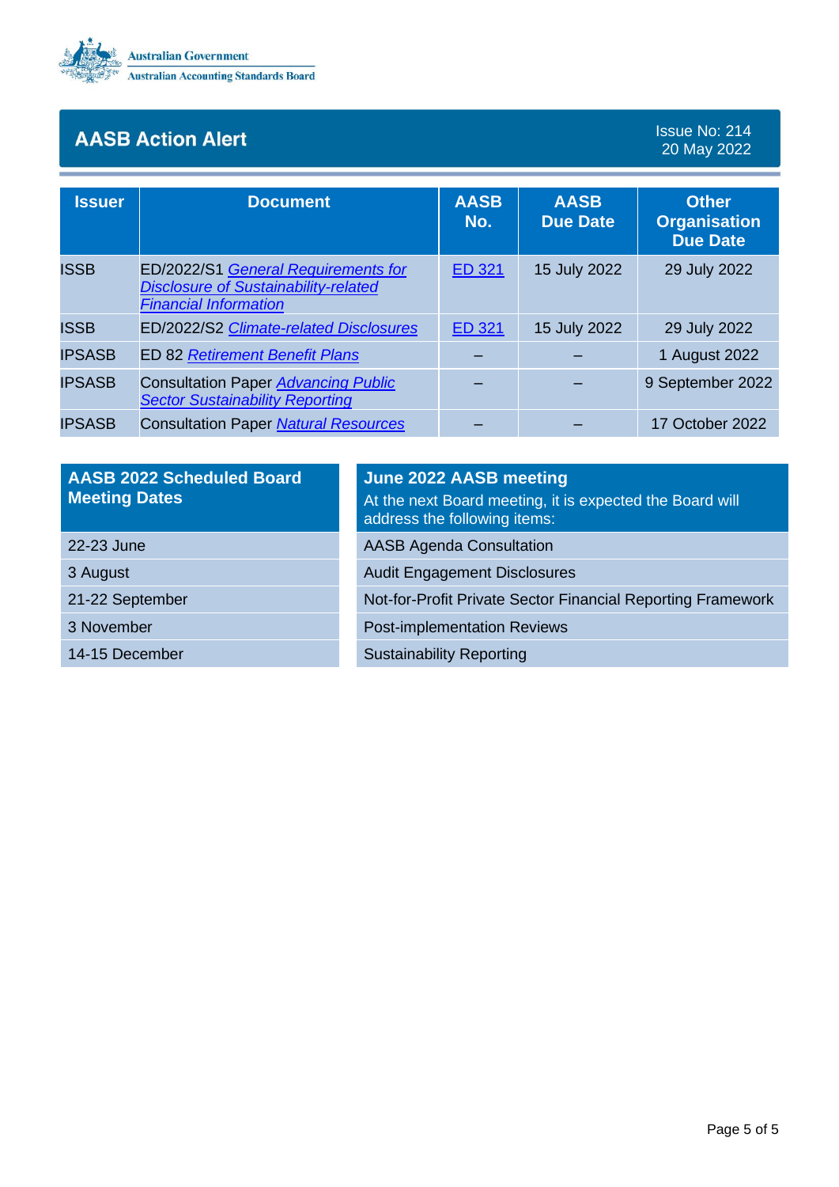Australian Government
Australian Accounting Standards Board

## AASB Action Alert

Issue No: 214
20 May 2022

| Issuer | Document | AASB No. | AASB Due Date | Other Organisation Due Date |
|---|---|---|---|---|
| ISSB | ED/2022/S1 *General Requirements for Disclosure of Sustainability-related Financial Information* | ED 321 | 15 July 2022 | 29 July 2022 |
| ISSB | ED/2022/S2 *Climate-related Disclosures* | ED 321 | 15 July 2022 | 29 July 2022 |
| IPSASB | ED 82 *Retirement Benefit Plans* | – | – | 1 August 2022 |
| IPSASB | Consultation Paper *Advancing Public Sector Sustainability Reporting* | – | – | 9 September 2022 |
| IPSASB | Consultation Paper *Natural Resources* | – | – | 17 October 2022 |

| AASB 2022 Scheduled Board Meeting Dates |
|---|
| 22-23 June |
| 3 August |
| 21-22 September |
| 3 November |
| 14-15 December |

| June 2022 AASB meeting<br>At the next Board meeting, it is expected the Board will address the following items: |
|---|
| AASB Agenda Consultation |
| Audit Engagement Disclosures |
| Not-for-Profit Private Sector Financial Reporting Framework |
| Post-implementation Reviews |
| Sustainability Reporting |